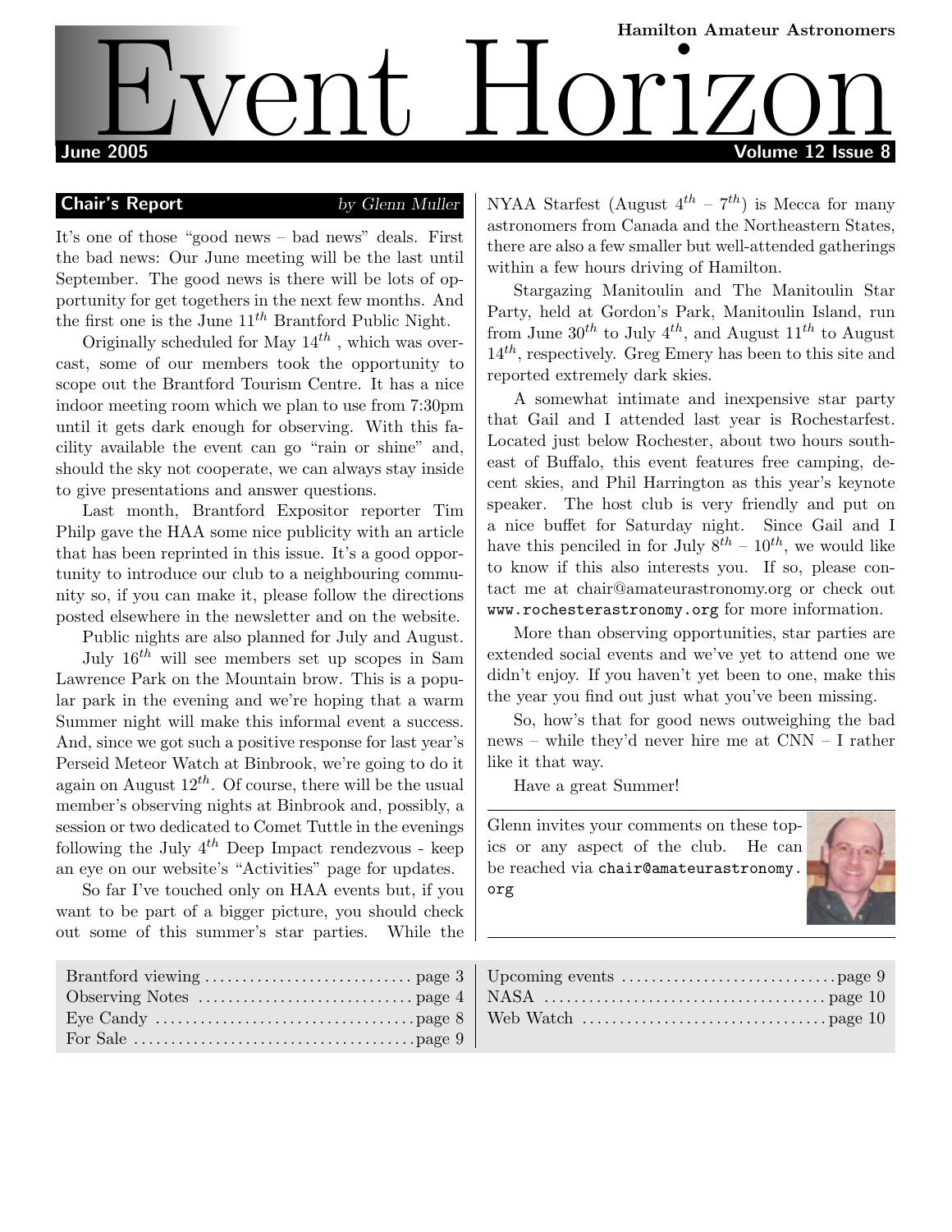Hamilton Amateur Astronomers

# Event Horizon

June 2005 — Volume 12 Issue 8

## Chair's Report

*by Glenn Muller*

It's one of those "good news – bad news" deals. First the bad news: Our June meeting will be the last until September. The good news is there will be lots of opportunity for get togethers in the next few months. And the first one is the June $11^{th}$ Brantford Public Night.

Originally scheduled for May $14^{th}$ , which was overcast, some of our members took the opportunity to scope out the Brantford Tourism Centre. It has a nice indoor meeting room which we plan to use from 7:30pm until it gets dark enough for observing. With this facility available the event can go "rain or shine" and, should the sky not cooperate, we can always stay inside to give presentations and answer questions.

Last month, Brantford Expositor reporter Tim Philp gave the HAA some nice publicity with an article that has been reprinted in this issue. It's a good opportunity to introduce our club to a neighbouring community so, if you can make it, please follow the directions posted elsewhere in the newsletter and on the website.

Public nights are also planned for July and August.

July $16^{th}$ will see members set up scopes in Sam Lawrence Park on the Mountain brow. This is a popular park in the evening and we're hoping that a warm Summer night will make this informal event a success. And, since we got such a positive response for last year's Perseid Meteor Watch at Binbrook, we're going to do it again on August $12^{th}$. Of course, there will be the usual member's observing nights at Binbrook and, possibly, a session or two dedicated to Comet Tuttle in the evenings following the July $4^{th}$ Deep Impact rendezvous - keep an eye on our website's "Activities" page for updates.

So far I've touched only on HAA events but, if you want to be part of a bigger picture, you should check out some of this summer's star parties. While the NYAA Starfest (August $4^{th}$ – $7^{th}$) is Mecca for many astronomers from Canada and the Northeastern States, there are also a few smaller but well-attended gatherings within a few hours driving of Hamilton.

Stargazing Manitoulin and The Manitoulin Star Party, held at Gordon's Park, Manitoulin Island, run from June $30^{th}$ to July $4^{th}$, and August $11^{th}$ to August $14^{th}$, respectively. Greg Emery has been to this site and reported extremely dark skies.

A somewhat intimate and inexpensive star party that Gail and I attended last year is Rochestarfest. Located just below Rochester, about two hours southeast of Buffalo, this event features free camping, decent skies, and Phil Harrington as this year's keynote speaker. The host club is very friendly and put on a nice buffet for Saturday night. Since Gail and I have this penciled in for July $8^{th}$ – $10^{th}$, we would like to know if this also interests you. If so, please contact me at chair@amateurastronomy.org or check out `www.rochesterastronomy.org` for more information.

More than observing opportunities, star parties are extended social events and we've yet to attend one we didn't enjoy. If you haven't yet been to one, make this the year you find out just what you've been missing.

So, how's that for good news outweighing the bad news – while they'd never hire me at CNN – I rather like it that way.

Have a great Summer!

Glenn invites your comments on these topics or any aspect of the club. He can be reached via `chair@amateurastronomy.org`

---

- Brantford viewing .......... page 3
- Observing Notes .......... page 4
- Eye Candy .......... page 8
- For Sale .......... page 9
- Upcoming events .......... page 9
- NASA .......... page 10
- Web Watch .......... page 10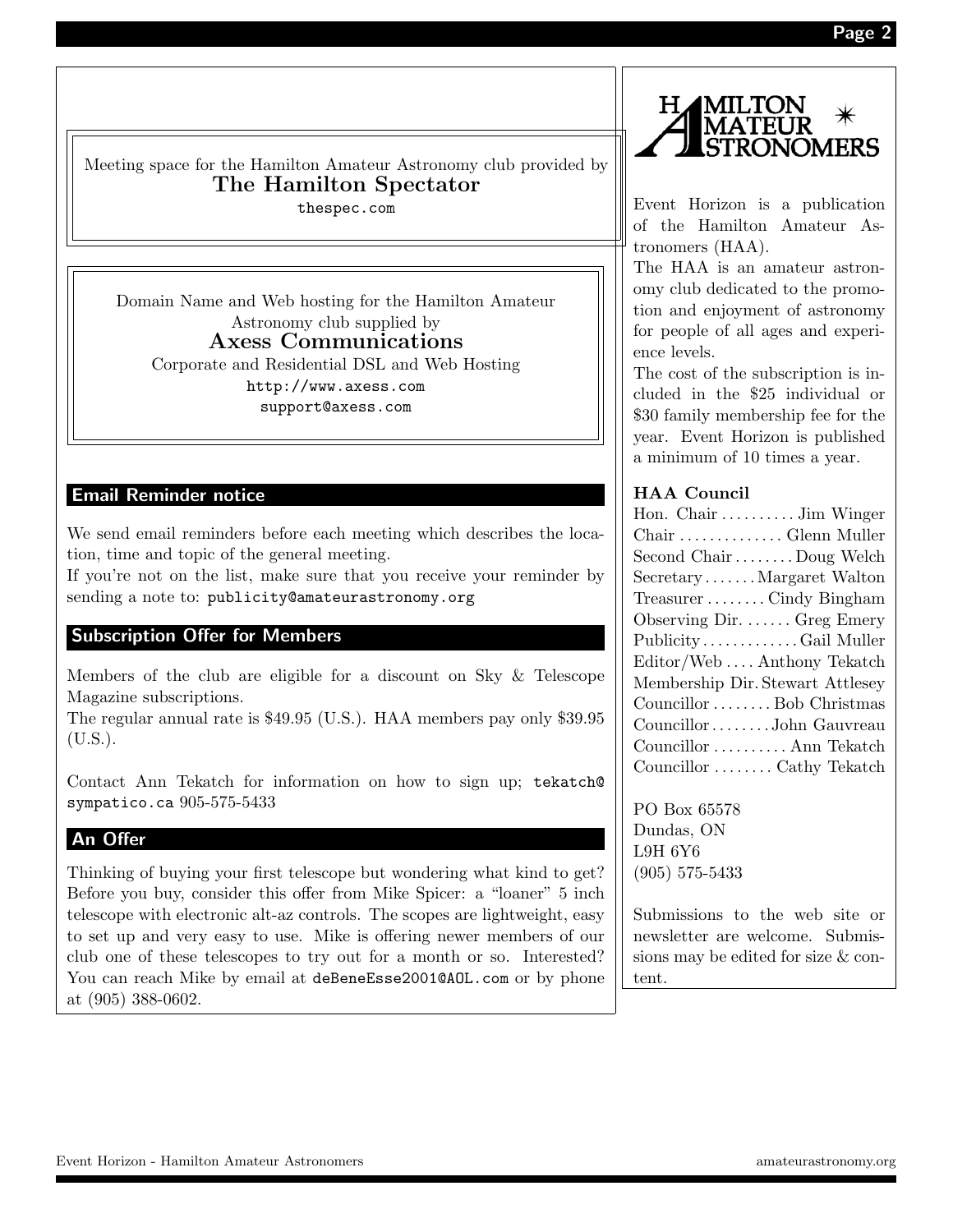Meeting space for the Hamilton Amateur Astronomy club provided by

**The Hamilton Spectator**

thespec.com

Domain Name and Web hosting for the Hamilton Amateur Astronomy club supplied by

**Axess Communications**

Corporate and Residential DSL and Web Hosting

http://www.axess.com

support@axess.com

## Email Reminder notice

We send email reminders before each meeting which describes the location, time and topic of the general meeting.

If you're not on the list, make sure that you receive your reminder by sending a note to: publicity@amateurastronomy.org

## Subscription Offer for Members

Members of the club are eligible for a discount on Sky & Telescope Magazine subscriptions.

The regular annual rate is $49.95 (U.S.). HAA members pay only $39.95 (U.S.).

Contact Ann Tekatch for information on how to sign up; tekatch@sympatico.ca 905-575-5433

## An Offer

Thinking of buying your first telescope but wondering what kind to get? Before you buy, consider this offer from Mike Spicer: a "loaner" 5 inch telescope with electronic alt-az controls. The scopes are lightweight, easy to set up and very easy to use. Mike is offering newer members of our club one of these telescopes to try out for a month or so. Interested? You can reach Mike by email at deBeneEsse2001@AOL.com or by phone at (905) 388-0602.

**HAMILTON AMATEUR ASTRONOMERS**

Event Horizon is a publication of the Hamilton Amateur Astronomers (HAA).

The HAA is an amateur astronomy club dedicated to the promotion and enjoyment of astronomy for people of all ages and experience levels.

The cost of the subscription is included in the $25 individual or $30 family membership fee for the year. Event Horizon is published a minimum of 10 times a year.

### HAA Council

- Hon. Chair .......... Jim Winger
- Chair .............. Glenn Muller
- Second Chair ........ Doug Welch
- Secretary ....... Margaret Walton
- Treasurer ........ Cindy Bingham
- Observing Dir. ...... Greg Emery
- Publicity ............ Gail Muller
- Editor/Web .... Anthony Tekatch
- Membership Dir. Stewart Attlesey
- Councillor ........ Bob Christmas
- Councillor ........ John Gauvreau
- Councillor .......... Ann Tekatch
- Councillor ........ Cathy Tekatch

PO Box 65578
Dundas, ON
L9H 6Y6
(905) 575-5433

Submissions to the web site or newsletter are welcome. Submissions may be edited for size & content.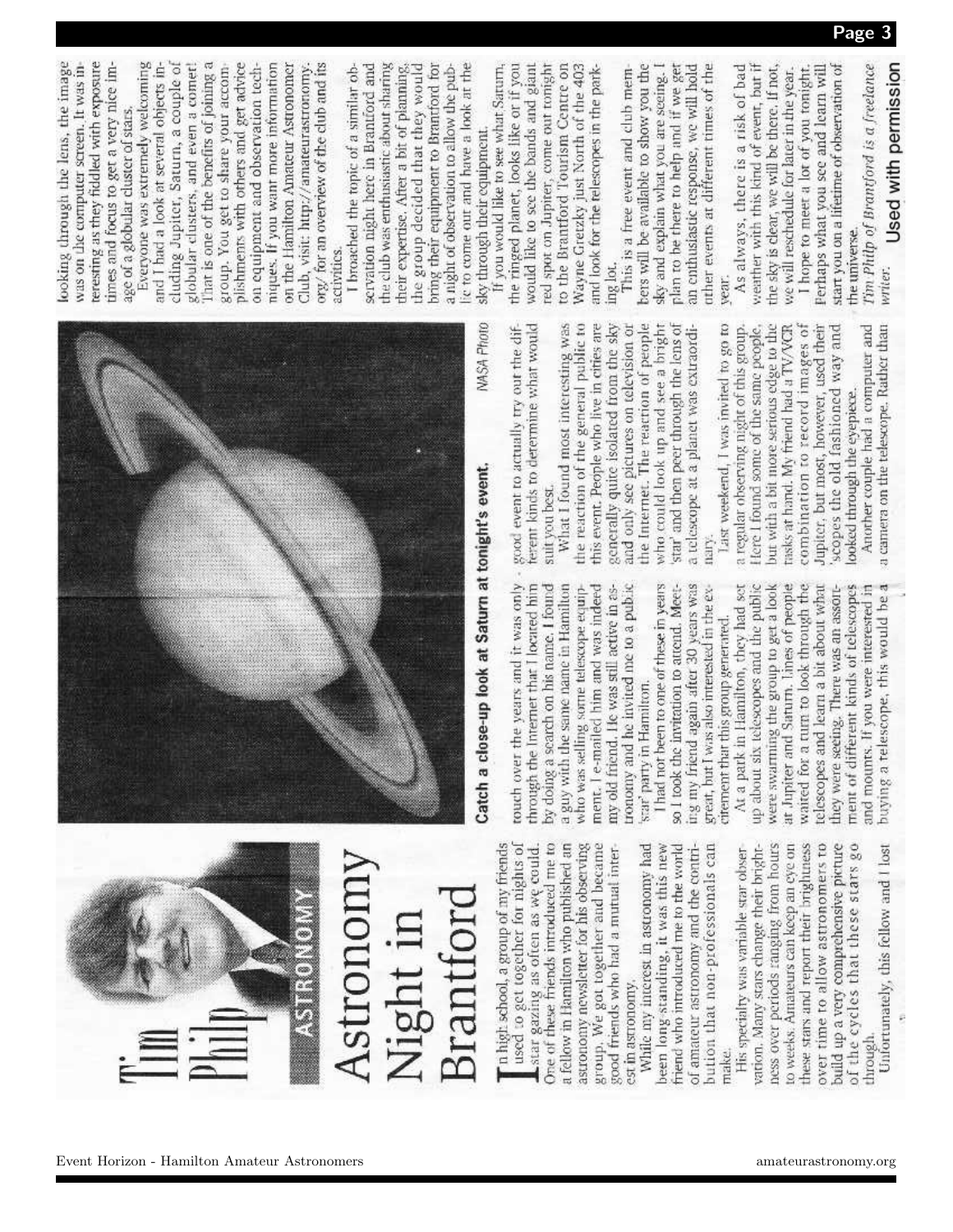# Tim Philp

ASTRONOMY

# Astronomy Night in Brantford

## Catch a close-up look at Saturn at tonight's event.

NASA Photo

In high school, a group of my friends used to get together for nights of star gazing as often as we could. One of these friends introduced me to a fellow in Hamilton who published an astronomy newsletter for his observing group. We got together and became good friends who had a mutual interest in astronomy.

While my interest in astronomy had been long-standing, it was this new friend who introduced me to the world of amateur astronomy and the contribution that non-professionals can make.

His specialty was variable star observation. Many stars change their brightness over periods ranging from hours to weeks. Amateurs can keep an eye on these stars and report their brightness over time to allow astronomers to build up a very comprehensive picture of the cycles that these stars go through.

Unfortunately, this fellow and I lost touch over the years and it was only through the Internet that I located him by doing a search on his name. I found a guy with the same name in Hamilton who was selling some telescope equipment. I e-mailed him and was indeed my old friend. He was still active in astronomy and he invited me to a public 'star' party in Hamilton.

I had not been to one of these in years so I took the invitation to attend. Meeting my friend again after 30 years was great, but I was also interested in the excitement that this group generated.

At a park in Hamilton, they had set up about six telescopes and the public were swarming the group to get a look at Jupiter and Saturn. Lines of people waited for a turn to look through the telescopes and learn a bit about what they were seeing. There was an assortment of different kinds of telescopes and mounts. If you were interested in buying a telescope, this would be a good event to actually try out the different kinds to determine what would suit you best.

What I found most interesting was the reaction of the general public to this event. People who live in cities are generally quite isolated from the sky and only see pictures on television or the Internet. The reaction of people who could look up and see a bright 'star' and then peer through the lens of a telescope at a planet was extraordinary.

Last weekend, I was invited to go to a regular observing night of this group. Here I found some of the same people, but with a bit more serious edge to the tasks at hand. My friend had a TV/VCR combination to record images of Jupiter, but most, however, used their 'scopes the old fashioned way and looked through the eyepiece.

Another couple had a computer and a camera on the telescope. Rather than looking through the lens, the image was on the computer screen. It was interesting as they fiddled with exposure times and focus to get a very nice image of a globular cluster of stars.

Everyone was extremely welcoming and I had a look at several objects including Jupiter, Saturn, a couple of globular clusters, and even a comet! That is one of the benefits of joining a group. You get to share your accomplishments with others and get advice on equipment and observation techniques. If you want more information on the Hamilton Amateur Astronomer Club, visit: http://amateurastronomy.org/ for an overview of the club and its activities.

I broached the topic of a similar observation night here in Brantford and the club was enthusiastic about sharing their expertise. After a bit of planning, the group decided that they would bring their equipment to Brantford for a night of observation to allow the public to come out and have a look at the sky through their equipment.

If you would like to see what Saturn, the ringed planet, looks like or if you would like to see the bands and giant red spot on Jupiter, come out tonight to the Brantford Tourism Centre on Wayne Gretzky just North of the 403 and look for the telescopes in the parking lot.

This is a free event and club members will be available to show you the sky and explain what you are seeing. I plan to be there to help and if we get an enthusiastic response, we will hold other events at different times of the year.

As always, there is a risk of bad weather with this kind of event, but if the sky is clear, we will be there. If not, we will reschedule for later in the year.

I hope to meet a lot of you tonight. Perhaps what you see and learn will start you on a lifetime of observation of the universe.

*Tim Philp of Brantford is a freelance writer.*

**Used with permission**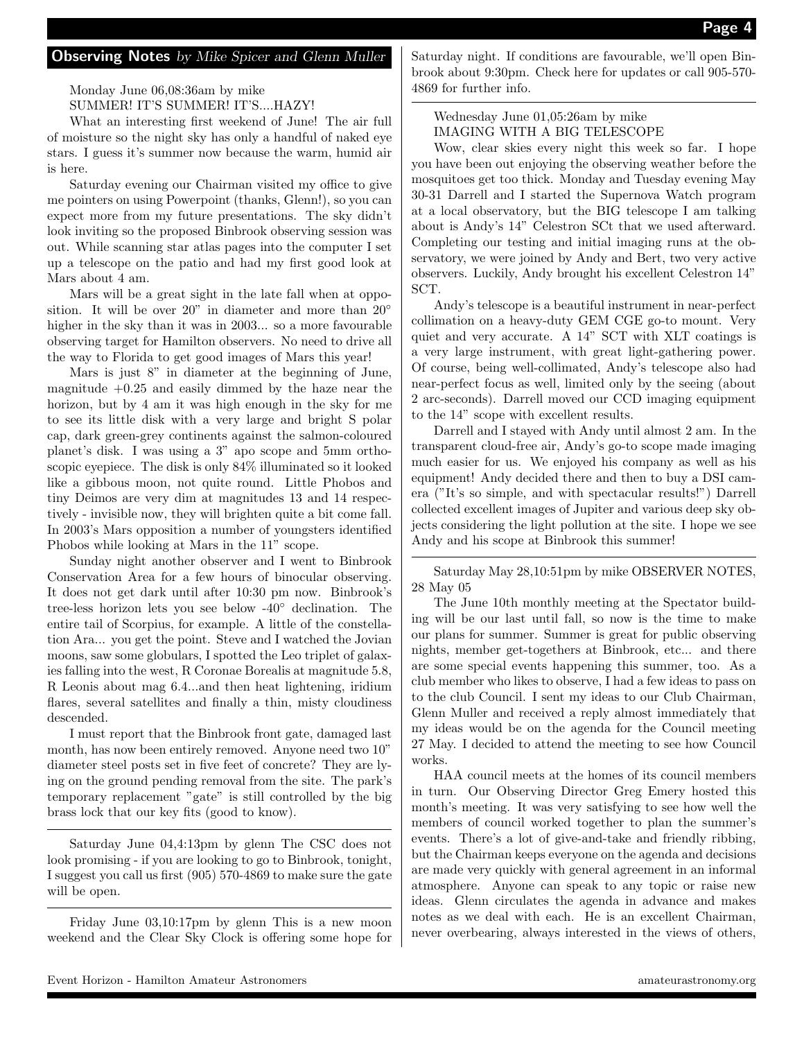## Observing Notes *by Mike Spicer and Glenn Muller*

Monday June 06,08:36am by mike
SUMMER! IT'S SUMMER! IT'S....HAZY!

What an interesting first weekend of June! The air full of moisture so the night sky has only a handful of naked eye stars. I guess it's summer now because the warm, humid air is here.

Saturday evening our Chairman visited my office to give me pointers on using Powerpoint (thanks, Glenn!), so you can expect more from my future presentations. The sky didn't look inviting so the proposed Binbrook observing session was out. While scanning star atlas pages into the computer I set up a telescope on the patio and had my first good look at Mars about 4 am.

Mars will be a great sight in the late fall when at opposition. It will be over 20" in diameter and more than 20° higher in the sky than it was in 2003... so a more favourable observing target for Hamilton observers. No need to drive all the way to Florida to get good images of Mars this year!

Mars is just 8" in diameter at the beginning of June, magnitude +0.25 and easily dimmed by the haze near the horizon, but by 4 am it was high enough in the sky for me to see its little disk with a very large and bright S polar cap, dark green-grey continents against the salmon-coloured planet's disk. I was using a 3" apo scope and 5mm orthoscopic eyepiece. The disk is only 84% illuminated so it looked like a gibbous moon, not quite round. Little Phobos and tiny Deimos are very dim at magnitudes 13 and 14 respectively - invisible now, they will brighten quite a bit come fall. In 2003's Mars opposition a number of youngsters identified Phobos while looking at Mars in the 11" scope.

Sunday night another observer and I went to Binbrook Conservation Area for a few hours of binocular observing. It does not get dark until after 10:30 pm now. Binbrook's tree-less horizon lets you see below -40° declination. The entire tail of Scorpius, for example. A little of the constellation Ara... you get the point. Steve and I watched the Jovian moons, saw some globulars, I spotted the Leo triplet of galaxies falling into the west, R Coronae Borealis at magnitude 5.8, R Leonis about mag 6.4...and then heat lightening, iridium flares, several satellites and finally a thin, misty cloudiness descended.

I must report that the Binbrook front gate, damaged last month, has now been entirely removed. Anyone need two 10" diameter steel posts set in five feet of concrete? They are lying on the ground pending removal from the site. The park's temporary replacement "gate" is still controlled by the big brass lock that our key fits (good to know).

---

Saturday June 04,4:13pm by glenn The CSC does not look promising - if you are looking to go to Binbrook, tonight, I suggest you call us first (905) 570-4869 to make sure the gate will be open.

---

Friday June 03,10:17pm by glenn This is a new moon weekend and the Clear Sky Clock is offering some hope for Saturday night. If conditions are favourable, we'll open Binbrook about 9:30pm. Check here for updates or call 905-570-4869 for further info.

---

Wednesday June 01,05:26am by mike
IMAGING WITH A BIG TELESCOPE

Wow, clear skies every night this week so far. I hope you have been out enjoying the observing weather before the mosquitoes get too thick. Monday and Tuesday evening May 30-31 Darrell and I started the Supernova Watch program at a local observatory, but the BIG telescope I am talking about is Andy's 14" Celestron SCt that we used afterward. Completing our testing and initial imaging runs at the observatory, we were joined by Andy and Bert, two very active observers. Luckily, Andy brought his excellent Celestron 14" SCT.

Andy's telescope is a beautiful instrument in near-perfect collimation on a heavy-duty GEM CGE go-to mount. Very quiet and very accurate. A 14" SCT with XLT coatings is a very large instrument, with great light-gathering power. Of course, being well-collimated, Andy's telescope also had near-perfect focus as well, limited only by the seeing (about 2 arc-seconds). Darrell moved our CCD imaging equipment to the 14" scope with excellent results.

Darrell and I stayed with Andy until almost 2 am. In the transparent cloud-free air, Andy's go-to scope made imaging much easier for us. We enjoyed his company as well as his equipment! Andy decided there and then to buy a DSI camera ("It's so simple, and with spectacular results!") Darrell collected excellent images of Jupiter and various deep sky objects considering the light pollution at the site. I hope we see Andy and his scope at Binbrook this summer!

---

Saturday May 28,10:51pm by mike OBSERVER NOTES, 28 May 05

The June 10th monthly meeting at the Spectator building will be our last until fall, so now is the time to make our plans for summer. Summer is great for public observing nights, member get-togethers at Binbrook, etc... and there are some special events happening this summer, too. As a club member who likes to observe, I had a few ideas to pass on to the club Council. I sent my ideas to our Club Chairman, Glenn Muller and received a reply almost immediately that my ideas would be on the agenda for the Council meeting 27 May. I decided to attend the meeting to see how Council works.

HAA council meets at the homes of its council members in turn. Our Observing Director Greg Emery hosted this month's meeting. It was very satisfying to see how well the members of council worked together to plan the summer's events. There's a lot of give-and-take and friendly ribbing, but the Chairman keeps everyone on the agenda and decisions are made very quickly with general agreement in an informal atmosphere. Anyone can speak to any topic or raise new ideas. Glenn circulates the agenda in advance and makes notes as we deal with each. He is an excellent Chairman, never overbearing, always interested in the views of others,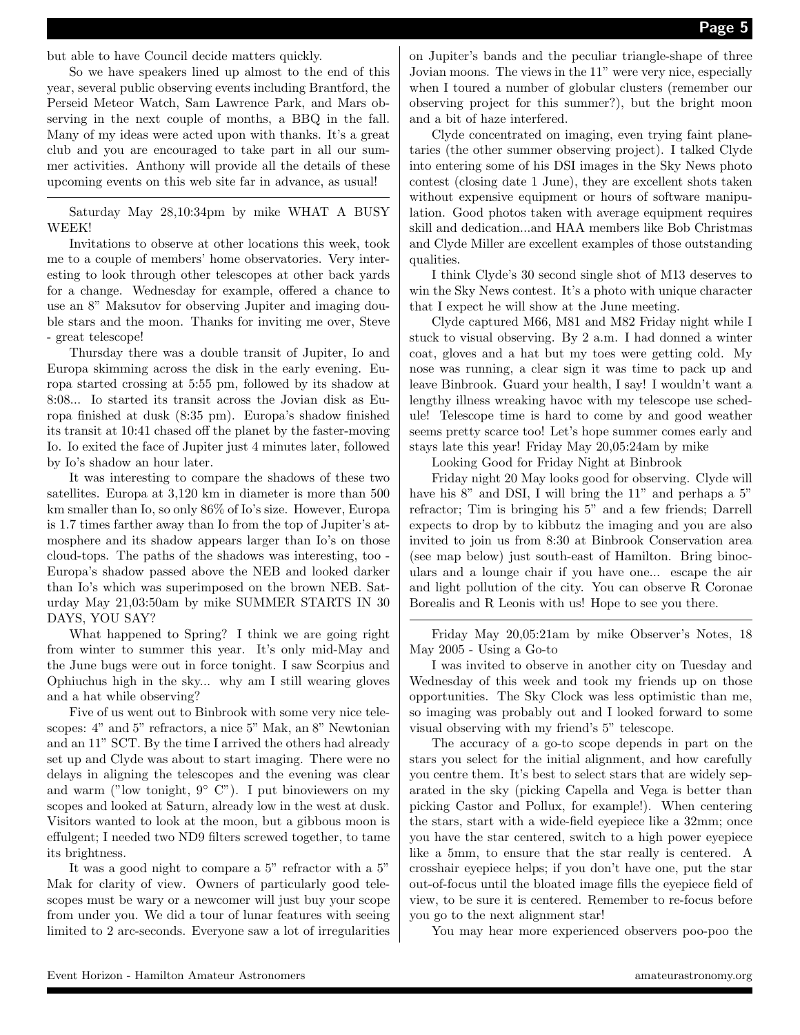but able to have Council decide matters quickly.

So we have speakers lined up almost to the end of this year, several public observing events including Brantford, the Perseid Meteor Watch, Sam Lawrence Park, and Mars observing in the next couple of months, a BBQ in the fall. Many of my ideas were acted upon with thanks. It's a great club and you are encouraged to take part in all our summer activities. Anthony will provide all the details of these upcoming events on this web site far in advance, as usual!

---

Saturday May 28,10:34pm by mike WHAT A BUSY WEEK!

Invitations to observe at other locations this week, took me to a couple of members' home observatories. Very interesting to look through other telescopes at other back yards for a change. Wednesday for example, offered a chance to use an 8" Maksutov for observing Jupiter and imaging double stars and the moon. Thanks for inviting me over, Steve - great telescope!

Thursday there was a double transit of Jupiter, Io and Europa skimming across the disk in the early evening. Europa started crossing at 5:55 pm, followed by its shadow at 8:08... Io started its transit across the Jovian disk as Europa finished at dusk (8:35 pm). Europa's shadow finished its transit at 10:41 chased off the planet by the faster-moving Io. Io exited the face of Jupiter just 4 minutes later, followed by Io's shadow an hour later.

It was interesting to compare the shadows of these two satellites. Europa at 3,120 km in diameter is more than 500 km smaller than Io, so only 86% of Io's size. However, Europa is 1.7 times farther away than Io from the top of Jupiter's atmosphere and its shadow appears larger than Io's on those cloud-tops. The paths of the shadows was interesting, too - Europa's shadow passed above the NEB and looked darker than Io's which was superimposed on the brown NEB. Saturday May 21,03:50am by mike SUMMER STARTS IN 30 DAYS, YOU SAY?

What happened to Spring? I think we are going right from winter to summer this year. It's only mid-May and the June bugs were out in force tonight. I saw Scorpius and Ophiuchus high in the sky... why am I still wearing gloves and a hat while observing?

Five of us went out to Binbrook with some very nice telescopes: 4" and 5" refractors, a nice 5" Mak, an 8" Newtonian and an 11" SCT. By the time I arrived the others had already set up and Clyde was about to start imaging. There were no delays in aligning the telescopes and the evening was clear and warm ("low tonight, 9° C"). I put binoviewers on my scopes and looked at Saturn, already low in the west at dusk. Visitors wanted to look at the moon, but a gibbous moon is effulgent; I needed two ND9 filters screwed together, to tame its brightness.

It was a good night to compare a 5" refractor with a 5" Mak for clarity of view. Owners of particularly good telescopes must be wary or a newcomer will just buy your scope from under you. We did a tour of lunar features with seeing limited to 2 arc-seconds. Everyone saw a lot of irregularities on Jupiter's bands and the peculiar triangle-shape of three Jovian moons. The views in the 11" were very nice, especially when I toured a number of globular clusters (remember our observing project for this summer?), but the bright moon and a bit of haze interfered.

Clyde concentrated on imaging, even trying faint planetaries (the other summer observing project). I talked Clyde into entering some of his DSI images in the Sky News photo contest (closing date 1 June), they are excellent shots taken without expensive equipment or hours of software manipulation. Good photos taken with average equipment requires skill and dedication...and HAA members like Bob Christmas and Clyde Miller are excellent examples of those outstanding qualities.

I think Clyde's 30 second single shot of M13 deserves to win the Sky News contest. It's a photo with unique character that I expect he will show at the June meeting.

Clyde captured M66, M81 and M82 Friday night while I stuck to visual observing. By 2 a.m. I had donned a winter coat, gloves and a hat but my toes were getting cold. My nose was running, a clear sign it was time to pack up and leave Binbrook. Guard your health, I say! I wouldn't want a lengthy illness wreaking havoc with my telescope use schedule! Telescope time is hard to come by and good weather seems pretty scarce too! Let's hope summer comes early and stays late this year! Friday May 20,05:24am by mike

Looking Good for Friday Night at Binbrook

Friday night 20 May looks good for observing. Clyde will have his 8" and DSI, I will bring the 11" and perhaps a 5" refractor; Tim is bringing his 5" and a few friends; Darrell expects to drop by to kibbutz the imaging and you are also invited to join us from 8:30 at Binbrook Conservation area (see map below) just south-east of Hamilton. Bring binoculars and a lounge chair if you have one... escape the air and light pollution of the city. You can observe R Coronae Borealis and R Leonis with us! Hope to see you there.

---

Friday May 20,05:21am by mike Observer's Notes, 18 May 2005 - Using a Go-to

I was invited to observe in another city on Tuesday and Wednesday of this week and took my friends up on those opportunities. The Sky Clock was less optimistic than me, so imaging was probably out and I looked forward to some visual observing with my friend's 5" telescope.

The accuracy of a go-to scope depends in part on the stars you select for the initial alignment, and how carefully you centre them. It's best to select stars that are widely separated in the sky (picking Capella and Vega is better than picking Castor and Pollux, for example!). When centering the stars, start with a wide-field eyepiece like a 32mm; once you have the star centered, switch to a high power eyepiece like a 5mm, to ensure that the star really is centered. A crosshair eyepiece helps; if you don't have one, put the star out-of-focus until the bloated image fills the eyepiece field of view, to be sure it is centered. Remember to re-focus before you go to the next alignment star!

You may hear more experienced observers poo-poo the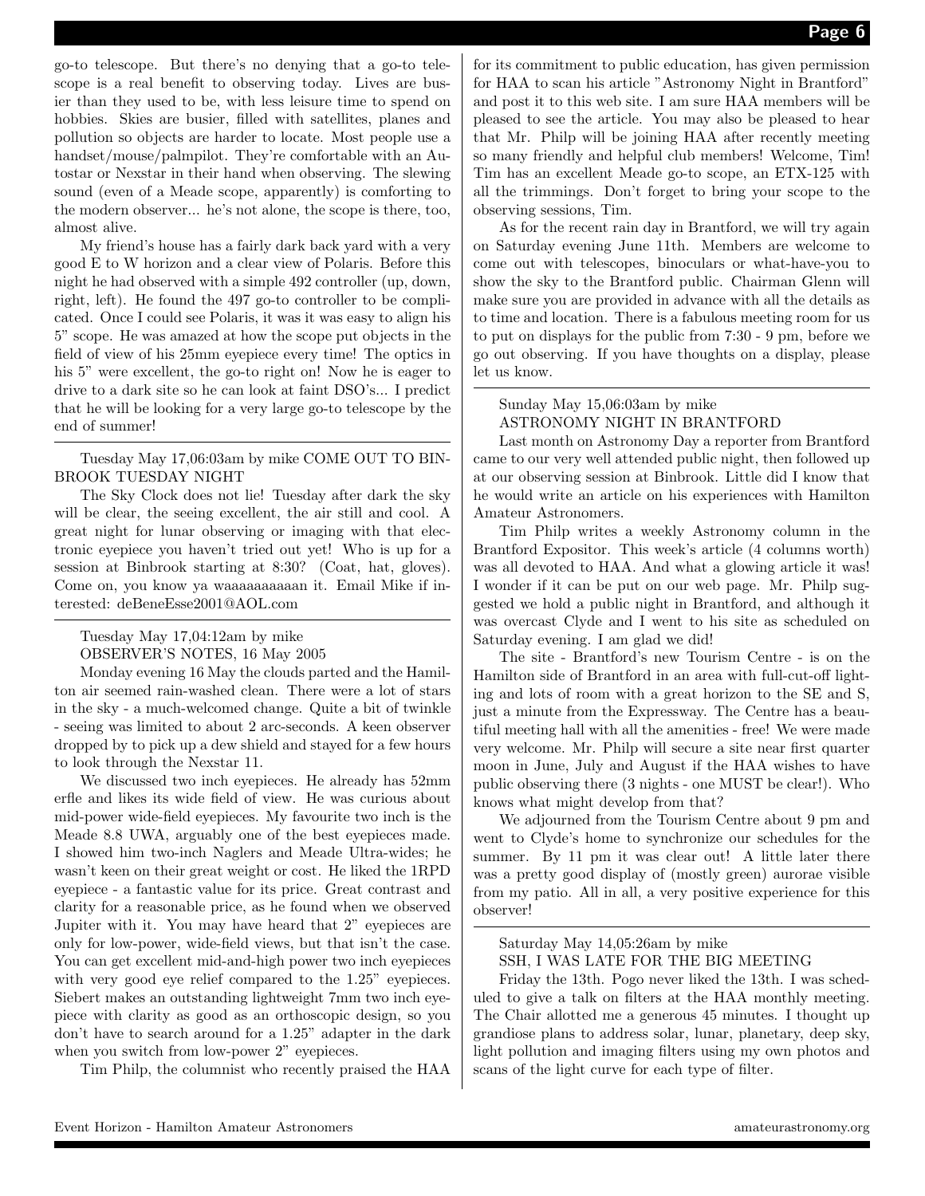go-to telescope. But there's no denying that a go-to telescope is a real benefit to observing today. Lives are busier than they used to be, with less leisure time to spend on hobbies. Skies are busier, filled with satellites, planes and pollution so objects are harder to locate. Most people use a handset/mouse/palmpilot. They're comfortable with an Autostar or Nexstar in their hand when observing. The slewing sound (even of a Meade scope, apparently) is comforting to the modern observer... he's not alone, the scope is there, too, almost alive.

My friend's house has a fairly dark back yard with a very good E to W horizon and a clear view of Polaris. Before this night he had observed with a simple 492 controller (up, down, right, left). He found the 497 go-to controller to be complicated. Once I could see Polaris, it was it was easy to align his 5" scope. He was amazed at how the scope put objects in the field of view of his 25mm eyepiece every time! The optics in his 5" were excellent, the go-to right on! Now he is eager to drive to a dark site so he can look at faint DSO's... I predict that he will be looking for a very large go-to telescope by the end of summer!

---

Tuesday May 17,06:03am by mike COME OUT TO BINBROOK TUESDAY NIGHT

The Sky Clock does not lie! Tuesday after dark the sky will be clear, the seeing excellent, the air still and cool. A great night for lunar observing or imaging with that electronic eyepiece you haven't tried out yet! Who is up for a session at Binbrook starting at 8:30? (Coat, hat, gloves). Come on, you know ya waaaaaaaaaaan it. Email Mike if interested: deBeneEsse2001@AOL.com

---

Tuesday May 17,04:12am by mike
OBSERVER'S NOTES, 16 May 2005

Monday evening 16 May the clouds parted and the Hamilton air seemed rain-washed clean. There were a lot of stars in the sky - a much-welcomed change. Quite a bit of twinkle - seeing was limited to about 2 arc-seconds. A keen observer dropped by to pick up a dew shield and stayed for a few hours to look through the Nexstar 11.

We discussed two inch eyepieces. He already has 52mm erfle and likes its wide field of view. He was curious about mid-power wide-field eyepieces. My favourite two inch is the Meade 8.8 UWA, arguably one of the best eyepieces made. I showed him two-inch Naglers and Meade Ultra-wides; he wasn't keen on their great weight or cost. He liked the 1RPD eyepiece - a fantastic value for its price. Great contrast and clarity for a reasonable price, as he found when we observed Jupiter with it. You may have heard that 2" eyepieces are only for low-power, wide-field views, but that isn't the case. You can get excellent mid-and-high power two inch eyepieces with very good eye relief compared to the 1.25" eyepieces. Siebert makes an outstanding lightweight 7mm two inch eyepiece with clarity as good as an orthoscopic design, so you don't have to search around for a 1.25" adapter in the dark when you switch from low-power 2" eyepieces.

Tim Philp, the columnist who recently praised the HAA for its commitment to public education, has given permission for HAA to scan his article "Astronomy Night in Brantford" and post it to this web site. I am sure HAA members will be pleased to see the article. You may also be pleased to hear that Mr. Philp will be joining HAA after recently meeting so many friendly and helpful club members! Welcome, Tim! Tim has an excellent Meade go-to scope, an ETX-125 with all the trimmings. Don't forget to bring your scope to the observing sessions, Tim.

As for the recent rain day in Brantford, we will try again on Saturday evening June 11th. Members are welcome to come out with telescopes, binoculars or what-have-you to show the sky to the Brantford public. Chairman Glenn will make sure you are provided in advance with all the details as to time and location. There is a fabulous meeting room for us to put on displays for the public from 7:30 - 9 pm, before we go out observing. If you have thoughts on a display, please let us know.

---

Sunday May 15,06:03am by mike
ASTRONOMY NIGHT IN BRANTFORD

Last month on Astronomy Day a reporter from Brantford came to our very well attended public night, then followed up at our observing session at Binbrook. Little did I know that he would write an article on his experiences with Hamilton Amateur Astronomers.

Tim Philp writes a weekly Astronomy column in the Brantford Expositor. This week's article (4 columns worth) was all devoted to HAA. And what a glowing article it was! I wonder if it can be put on our web page. Mr. Philp suggested we hold a public night in Brantford, and although it was overcast Clyde and I went to his site as scheduled on Saturday evening. I am glad we did!

The site - Brantford's new Tourism Centre - is on the Hamilton side of Brantford in an area with full-cut-off lighting and lots of room with a great horizon to the SE and S, just a minute from the Expressway. The Centre has a beautiful meeting hall with all the amenities - free! We were made very welcome. Mr. Philp will secure a site near first quarter moon in June, July and August if the HAA wishes to have public observing there (3 nights - one MUST be clear!). Who knows what might develop from that?

We adjourned from the Tourism Centre about 9 pm and went to Clyde's home to synchronize our schedules for the summer. By 11 pm it was clear out! A little later there was a pretty good display of (mostly green) aurorae visible from my patio. All in all, a very positive experience for this observer!

---

Saturday May 14,05:26am by mike
SSH, I WAS LATE FOR THE BIG MEETING

Friday the 13th. Pogo never liked the 13th. I was scheduled to give a talk on filters at the HAA monthly meeting. The Chair allotted me a generous 45 minutes. I thought up grandiose plans to address solar, lunar, planetary, deep sky, light pollution and imaging filters using my own photos and scans of the light curve for each type of filter.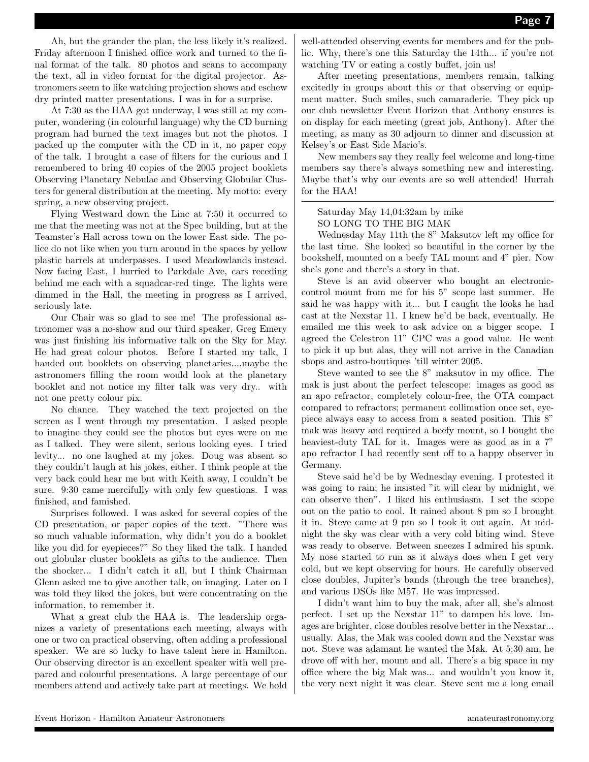Ah, but the grander the plan, the less likely it's realized. Friday afternoon I finished office work and turned to the final format of the talk. 80 photos and scans to accompany the text, all in video format for the digital projector. Astronomers seem to like watching projection shows and eschew dry printed matter presentations. I was in for a surprise.

At 7:30 as the HAA got underway, I was still at my computer, wondering (in colourful language) why the CD burning program had burned the text images but not the photos. I packed up the computer with the CD in it, no paper copy of the talk. I brought a case of filters for the curious and I remembered to bring 40 copies of the 2005 project booklets Observing Planetary Nebulae and Observing Globular Clusters for general distribution at the meeting. My motto: every spring, a new observing project.

Flying Westward down the Linc at 7:50 it occurred to me that the meeting was not at the Spec building, but at the Teamster's Hall across town on the lower East side. The police do not like when you turn around in the spaces by yellow plastic barrels at underpasses. I used Meadowlands instead. Now facing East, I hurried to Parkdale Ave, cars receding behind me each with a squadcar-red tinge. The lights were dimmed in the Hall, the meeting in progress as I arrived, seriously late.

Our Chair was so glad to see me! The professional astronomer was a no-show and our third speaker, Greg Emery was just finishing his informative talk on the Sky for May. He had great colour photos. Before I started my talk, I handed out booklets on observing planetaries....maybe the astronomers filling the room would look at the planetary booklet and not notice my filter talk was very dry.. with not one pretty colour pix.

No chance. They watched the text projected on the screen as I went through my presentation. I asked people to imagine they could see the photos but eyes were on me as I talked. They were silent, serious looking eyes. I tried levity... no one laughed at my jokes. Doug was absent so they couldn't laugh at his jokes, either. I think people at the very back could hear me but with Keith away, I couldn't be sure. 9:30 came mercifully with only few questions. I was finished, and famished.

Surprises followed. I was asked for several copies of the CD presentation, or paper copies of the text. "There was so much valuable information, why didn't you do a booklet like you did for eyepieces?" So they liked the talk. I handed out globular cluster booklets as gifts to the audience. Then the shocker... I didn't catch it all, but I think Chairman Glenn asked me to give another talk, on imaging. Later on I was told they liked the jokes, but were concentrating on the information, to remember it.

What a great club the HAA is. The leadership organizes a variety of presentations each meeting, always with one or two on practical observing, often adding a professional speaker. We are so lucky to have talent here in Hamilton. Our observing director is an excellent speaker with well prepared and colourful presentations. A large percentage of our members attend and actively take part at meetings. We hold well-attended observing events for members and for the public. Why, there's one this Saturday the 14th... if you're not watching TV or eating a costly buffet, join us!

After meeting presentations, members remain, talking excitedly in groups about this or that observing or equipment matter. Such smiles, such camaraderie. They pick up our club newsletter Event Horizon that Anthony ensures is on display for each meeting (great job, Anthony). After the meeting, as many as 30 adjourn to dinner and discussion at Kelsey's or East Side Mario's.

New members say they really feel welcome and long-time members say there's always something new and interesting. Maybe that's why our events are so well attended! Hurrah for the HAA!

---

Saturday May 14,04:32am by mike

SO LONG TO THE BIG MAK

Wednesday May 11th the 8" Maksutov left my office for the last time. She looked so beautiful in the corner by the bookshelf, mounted on a beefy TAL mount and 4" pier. Now she's gone and there's a story in that.

Steve is an avid observer who bought an electronic-control mount from me for his 5" scope last summer. He said he was happy with it... but I caught the looks he had cast at the Nexstar 11. I knew he'd be back, eventually. He emailed me this week to ask advice on a bigger scope. I agreed the Celestron 11" CPC was a good value. He went to pick it up but alas, they will not arrive in the Canadian shops and astro-boutiques 'till winter 2005.

Steve wanted to see the 8" maksutov in my office. The mak is just about the perfect telescope: images as good as an apo refractor, completely colour-free, the OTA compact compared to refractors; permanent collimation once set, eyepiece always easy to access from a seated position. This 8" mak was heavy and required a beefy mount, so I bought the heaviest-duty TAL for it. Images were as good as in a 7" apo refractor I had recently sent off to a happy observer in Germany.

Steve said he'd be by Wednesday evening. I protested it was going to rain; he insisted "it will clear by midnight, we can observe then". I liked his enthusiasm. I set the scope out on the patio to cool. It rained about 8 pm so I brought it in. Steve came at 9 pm so I took it out again. At midnight the sky was clear with a very cold biting wind. Steve was ready to observe. Between sneezes I admired his spunk. My nose started to run as it always does when I get very cold, but we kept observing for hours. He carefully observed close doubles, Jupiter's bands (through the tree branches), and various DSOs like M57. He was impressed.

I didn't want him to buy the mak, after all, she's almost perfect. I set up the Nexstar 11" to dampen his love. Images are brighter, close doubles resolve better in the Nexstar... usually. Alas, the Mak was cooled down and the Nexstar was not. Steve was adamant he wanted the Mak. At 5:30 am, he drove off with her, mount and all. There's a big space in my office where the big Mak was... and wouldn't you know it, the very next night it was clear. Steve sent me a long email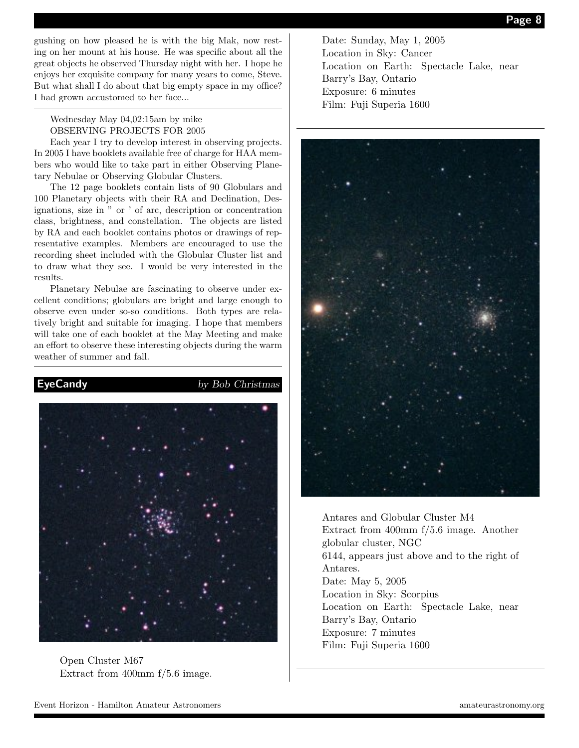gushing on how pleased he is with the big Mak, now resting on her mount at his house. He was specific about all the great objects he observed Thursday night with her. I hope he enjoys her exquisite company for many years to come, Steve. But what shall I do about that big empty space in my office? I had grown accustomed to her face...

---

Wednesday May 04,02:15am by mike
OBSERVING PROJECTS FOR 2005

Each year I try to develop interest in observing projects. In 2005 I have booklets available free of charge for HAA members who would like to take part in either Observing Planetary Nebulae or Observing Globular Clusters.

The 12 page booklets contain lists of 90 Globulars and 100 Planetary objects with their RA and Declination, Designations, size in " or ' of arc, description or concentration class, brightness, and constellation. The objects are listed by RA and each booklet contains photos or drawings of representative examples. Members are encouraged to use the recording sheet included with the Globular Cluster list and to draw what they see. I would be very interested in the results.

Planetary Nebulae are fascinating to observe under excellent conditions; globulars are bright and large enough to observe even under so-so conditions. Both types are relatively bright and suitable for imaging. I hope that members will take one of each booklet at the May Meeting and make an effort to observe these interesting objects during the warm weather of summer and fall.

---

## EyeCandy

*by Bob Christmas*

Open Cluster M67
Extract from 400mm f/5.6 image.
Date: Sunday, May 1, 2005
Location in Sky: Cancer
Location on Earth: Spectacle Lake, near Barry's Bay, Ontario
Exposure: 6 minutes
Film: Fuji Superia 1600

---

Antares and Globular Cluster M4
Extract from 400mm f/5.6 image. Another globular cluster, NGC 6144, appears just above and to the right of Antares.
Date: May 5, 2005
Location in Sky: Scorpius
Location on Earth: Spectacle Lake, near Barry's Bay, Ontario
Exposure: 7 minutes
Film: Fuji Superia 1600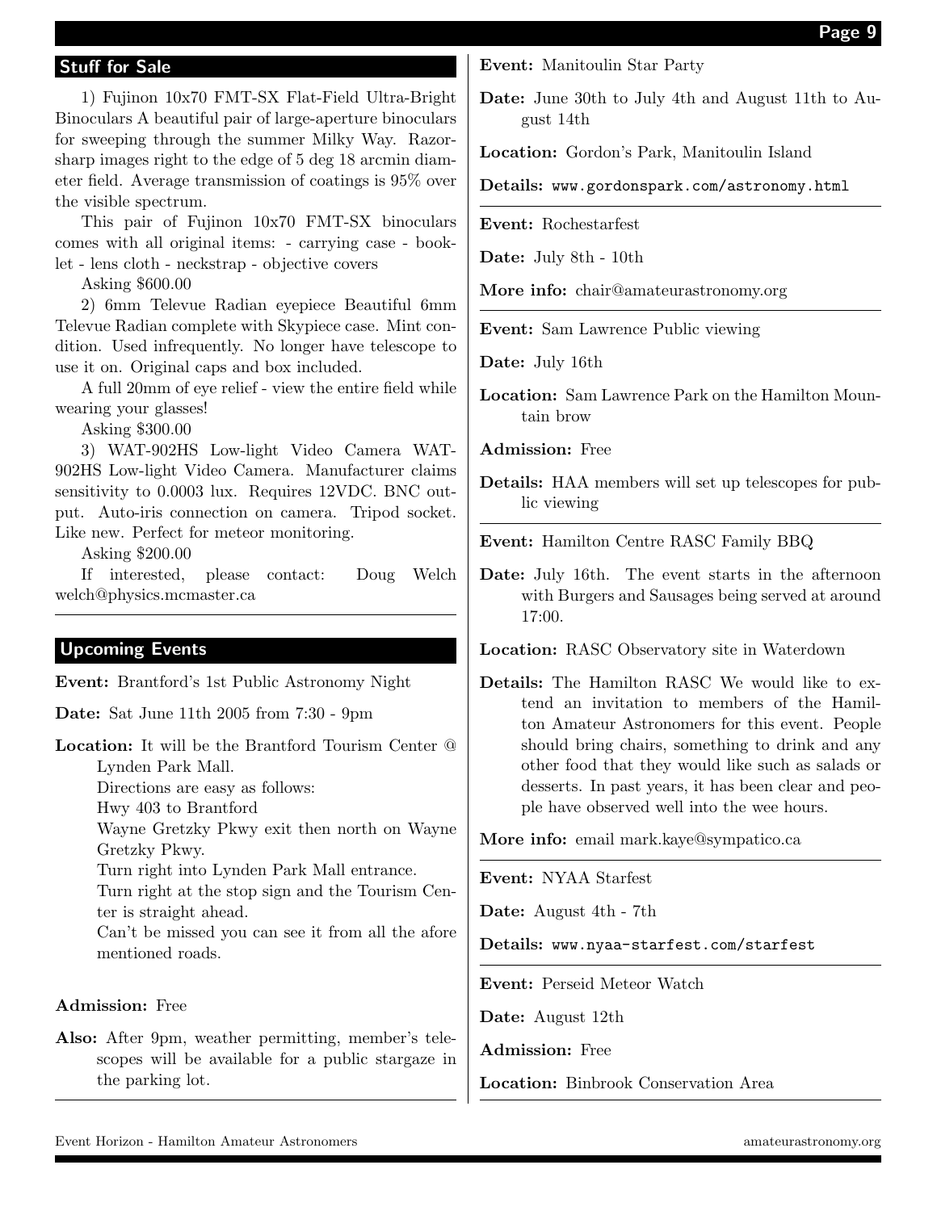## Stuff for Sale

1) Fujinon 10x70 FMT-SX Flat-Field Ultra-Bright Binoculars A beautiful pair of large-aperture binoculars for sweeping through the summer Milky Way. Razor-sharp images right to the edge of 5 deg 18 arcmin diameter field. Average transmission of coatings is 95% over the visible spectrum.

This pair of Fujinon 10x70 FMT-SX binoculars comes with all original items: - carrying case - booklet - lens cloth - neckstrap - objective covers

Asking $600.00

2) 6mm Televue Radian eyepiece Beautiful 6mm Televue Radian complete with Skypiece case. Mint condition. Used infrequently. No longer have telescope to use it on. Original caps and box included.

A full 20mm of eye relief - view the entire field while wearing your glasses!

Asking $300.00

3) WAT-902HS Low-light Video Camera WAT-902HS Low-light Video Camera. Manufacturer claims sensitivity to 0.0003 lux. Requires 12VDC. BNC output. Auto-iris connection on camera. Tripod socket. Like new. Perfect for meteor monitoring.

Asking $200.00

If interested, please contact: Doug Welch welch@physics.mcmaster.ca

---

## Upcoming Events

**Event:** Brantford's 1st Public Astronomy Night

**Date:** Sat June 11th 2005 from 7:30 - 9pm

**Location:** It will be the Brantford Tourism Center @ Lynden Park Mall.
Directions are easy as follows:
Hwy 403 to Brantford
Wayne Gretzky Pkwy exit then north on Wayne Gretzky Pkwy.
Turn right into Lynden Park Mall entrance.
Turn right at the stop sign and the Tourism Center is straight ahead.
Can't be missed you can see it from all the afore mentioned roads.

**Admission:** Free

**Also:** After 9pm, weather permitting, member's telescopes will be available for a public stargaze in the parking lot.

---

**Event:** Manitoulin Star Party

**Date:** June 30th to July 4th and August 11th to August 14th

**Location:** Gordon's Park, Manitoulin Island

**Details:** www.gordonspark.com/astronomy.html

---

**Event:** Rochestarfest

**Date:** July 8th - 10th

**More info:** chair@amateurastronomy.org

---

**Event:** Sam Lawrence Public viewing

**Date:** July 16th

**Location:** Sam Lawrence Park on the Hamilton Mountain brow

**Admission:** Free

**Details:** HAA members will set up telescopes for public viewing

---

**Event:** Hamilton Centre RASC Family BBQ

**Date:** July 16th. The event starts in the afternoon with Burgers and Sausages being served at around 17:00.

**Location:** RASC Observatory site in Waterdown

**Details:** The Hamilton RASC We would like to extend an invitation to members of the Hamilton Amateur Astronomers for this event. People should bring chairs, something to drink and any other food that they would like such as salads or desserts. In past years, it has been clear and people have observed well into the wee hours.

**More info:** email mark.kaye@sympatico.ca

---

**Event:** NYAA Starfest

**Date:** August 4th - 7th

**Details:** www.nyaa-starfest.com/starfest

---

**Event:** Perseid Meteor Watch

**Date:** August 12th

**Admission:** Free

**Location:** Binbrook Conservation Area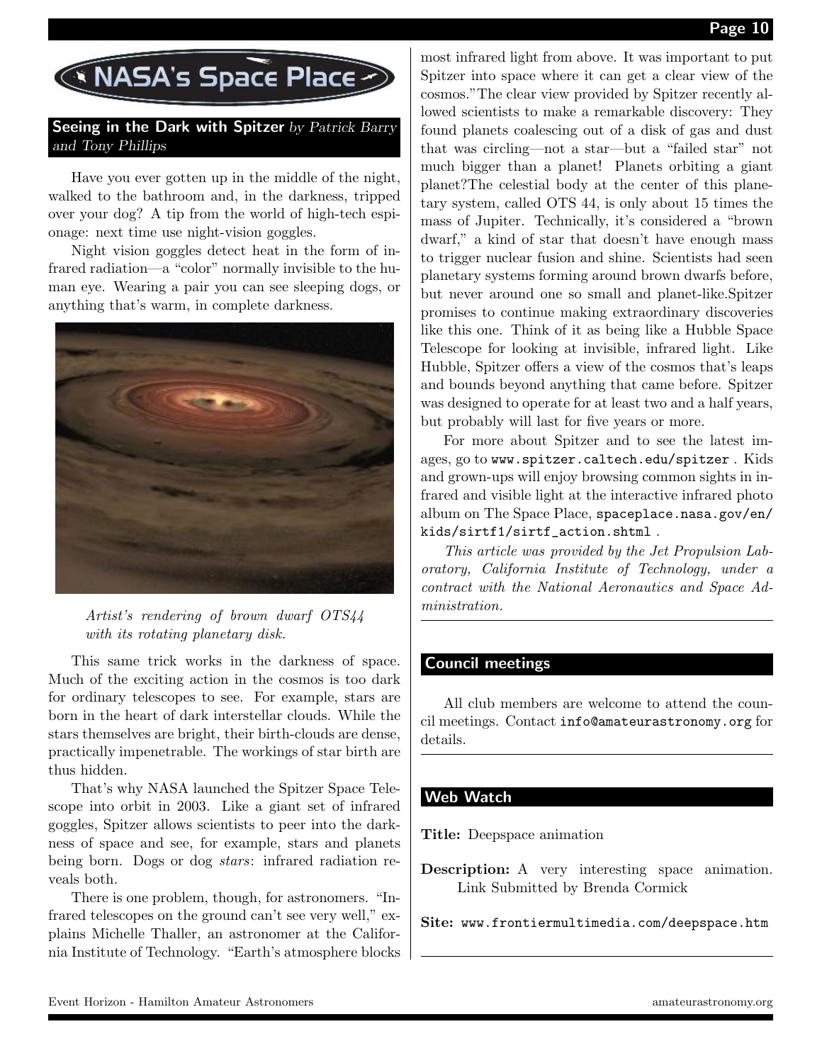## NASA's Space Place

### Seeing in the Dark with Spitzer *by Patrick Barry and Tony Phillips*

Have you ever gotten up in the middle of the night, walked to the bathroom and, in the darkness, tripped over your dog? A tip from the world of high-tech espionage: next time use night-vision goggles.

Night vision goggles detect heat in the form of infrared radiation—a "color" normally invisible to the human eye. Wearing a pair you can see sleeping dogs, or anything that's warm, in complete darkness.

*Artist's rendering of brown dwarf OTS44 with its rotating planetary disk.*

This same trick works in the darkness of space. Much of the exciting action in the cosmos is too dark for ordinary telescopes to see. For example, stars are born in the heart of dark interstellar clouds. While the stars themselves are bright, their birth-clouds are dense, practically impenetrable. The workings of star birth are thus hidden.

That's why NASA launched the Spitzer Space Telescope into orbit in 2003. Like a giant set of infrared goggles, Spitzer allows scientists to peer into the darkness of space and see, for example, stars and planets being born. Dogs or dog *stars*: infrared radiation reveals both.

There is one problem, though, for astronomers. "Infrared telescopes on the ground can't see very well," explains Michelle Thaller, an astronomer at the California Institute of Technology. "Earth's atmosphere blocks most infrared light from above. It was important to put Spitzer into space where it can get a clear view of the cosmos."The clear view provided by Spitzer recently allowed scientists to make a remarkable discovery: They found planets coalescing out of a disk of gas and dust that was circling—not a star—but a "failed star" not much bigger than a planet! Planets orbiting a giant planet?The celestial body at the center of this planetary system, called OTS 44, is only about 15 times the mass of Jupiter. Technically, it's considered a "brown dwarf," a kind of star that doesn't have enough mass to trigger nuclear fusion and shine. Scientists had seen planetary systems forming around brown dwarfs before, but never around one so small and planet-like.Spitzer promises to continue making extraordinary discoveries like this one. Think of it as being like a Hubble Space Telescope for looking at invisible, infrared light. Like Hubble, Spitzer offers a view of the cosmos that's leaps and bounds beyond anything that came before. Spitzer was designed to operate for at least two and a half years, but probably will last for five years or more.

For more about Spitzer and to see the latest images, go to `www.spitzer.caltech.edu/spitzer` . Kids and grown-ups will enjoy browsing common sights in infrared and visible light at the interactive infrared photo album on The Space Place, `spaceplace.nasa.gov/en/kids/sirtf1/sirtf_action.shtml` .

*This article was provided by the Jet Propulsion Laboratory, California Institute of Technology, under a contract with the National Aeronautics and Space Administration.*

---

### Council meetings

All club members are welcome to attend the council meetings. Contact `info@amateurastronomy.org` for details.

---

### Web Watch

**Title:** Deepspace animation

**Description:** A very interesting space animation. Link Submitted by Brenda Cormick

**Site:** `www.frontiermultimedia.com/deepspace.htm`